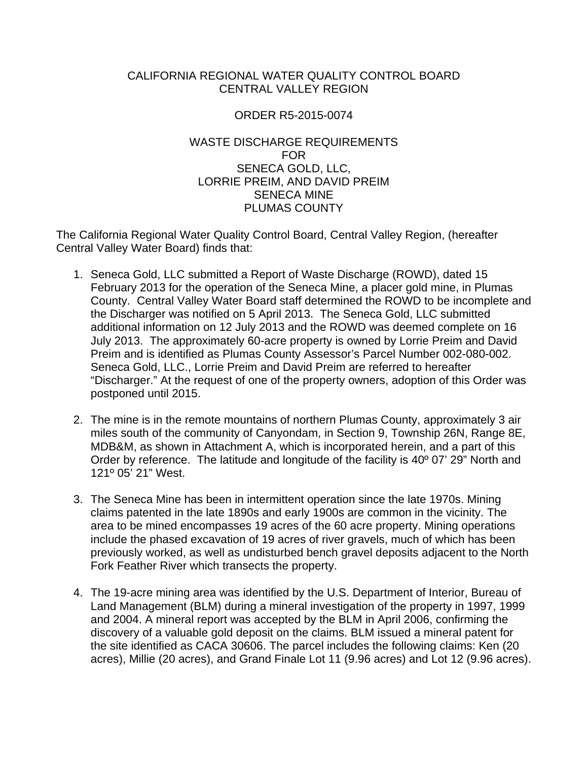CALIFORNIA REGIONAL WATER QUALITY CONTROL BOARD
CENTRAL VALLEY REGION

ORDER R5-2015-0074

WASTE DISCHARGE REQUIREMENTS
FOR
SENECA GOLD, LLC,
LORRIE PREIM, AND DAVID PREIM
SENECA MINE
PLUMAS COUNTY

The California Regional Water Quality Control Board, Central Valley Region, (hereafter Central Valley Water Board) finds that:

1. Seneca Gold, LLC submitted a Report of Waste Discharge (ROWD), dated 15 February 2013 for the operation of the Seneca Mine, a placer gold mine, in Plumas County. Central Valley Water Board staff determined the ROWD to be incomplete and the Discharger was notified on 5 April 2013. The Seneca Gold, LLC submitted additional information on 12 July 2013 and the ROWD was deemed complete on 16 July 2013. The approximately 60-acre property is owned by Lorrie Preim and David Preim and is identified as Plumas County Assessor's Parcel Number 002-080-002. Seneca Gold, LLC., Lorrie Preim and David Preim are referred to hereafter "Discharger." At the request of one of the property owners, adoption of this Order was postponed until 2015.

2. The mine is in the remote mountains of northern Plumas County, approximately 3 air miles south of the community of Canyondam, in Section 9, Township 26N, Range 8E, MDB&M, as shown in Attachment A, which is incorporated herein, and a part of this Order by reference. The latitude and longitude of the facility is 40º 07' 29" North and 121º 05' 21" West.

3. The Seneca Mine has been in intermittent operation since the late 1970s. Mining claims patented in the late 1890s and early 1900s are common in the vicinity. The area to be mined encompasses 19 acres of the 60 acre property. Mining operations include the phased excavation of 19 acres of river gravels, much of which has been previously worked, as well as undisturbed bench gravel deposits adjacent to the North Fork Feather River which transects the property.

4. The 19-acre mining area was identified by the U.S. Department of Interior, Bureau of Land Management (BLM) during a mineral investigation of the property in 1997, 1999 and 2004. A mineral report was accepted by the BLM in April 2006, confirming the discovery of a valuable gold deposit on the claims. BLM issued a mineral patent for the site identified as CACA 30606. The parcel includes the following claims: Ken (20 acres), Millie (20 acres), and Grand Finale Lot 11 (9.96 acres) and Lot 12 (9.96 acres).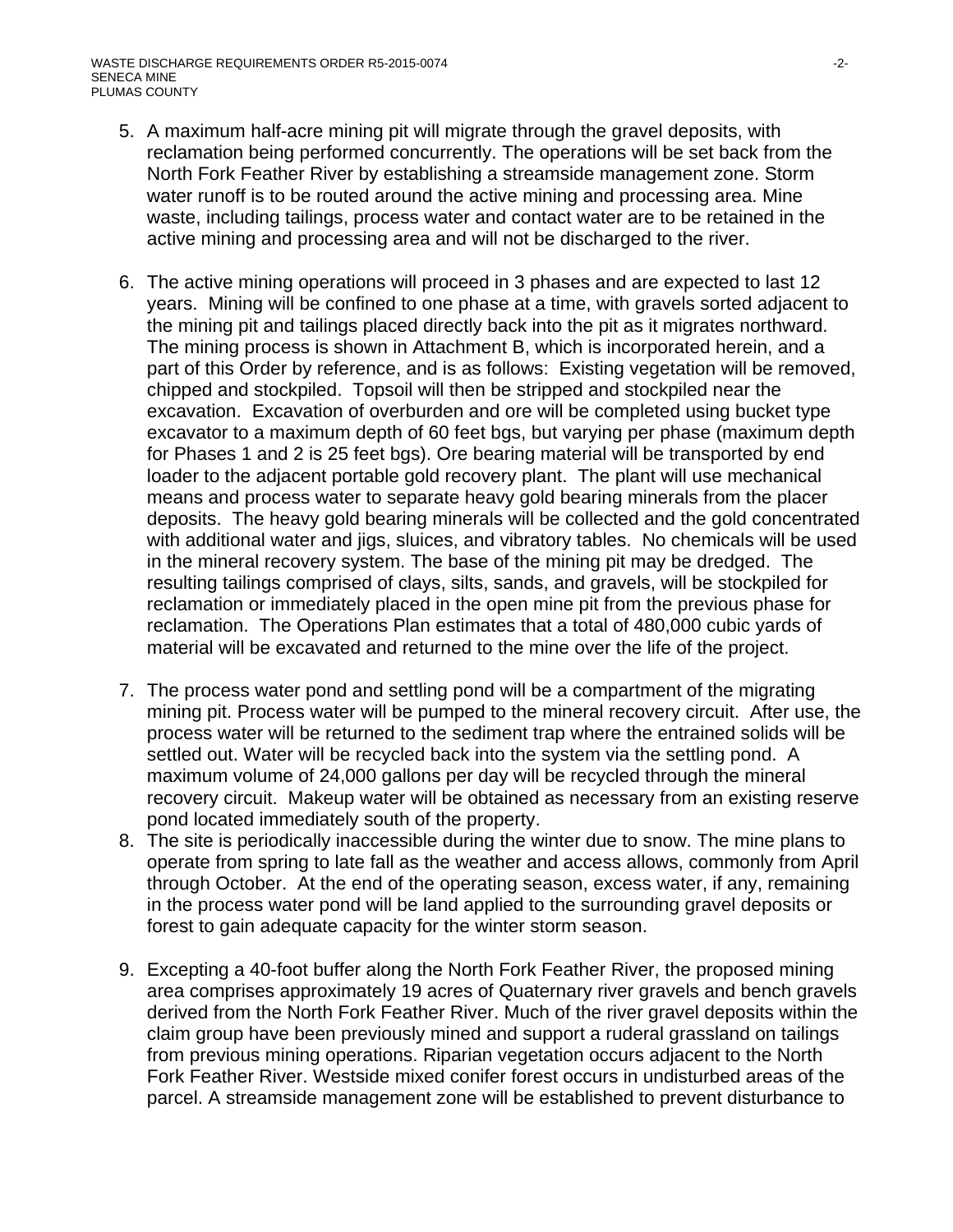5. A maximum half-acre mining pit will migrate through the gravel deposits, with reclamation being performed concurrently. The operations will be set back from the North Fork Feather River by establishing a streamside management zone. Storm water runoff is to be routed around the active mining and processing area. Mine waste, including tailings, process water and contact water are to be retained in the active mining and processing area and will not be discharged to the river.

6. The active mining operations will proceed in 3 phases and are expected to last 12 years. Mining will be confined to one phase at a time, with gravels sorted adjacent to the mining pit and tailings placed directly back into the pit as it migrates northward. The mining process is shown in Attachment B, which is incorporated herein, and a part of this Order by reference, and is as follows: Existing vegetation will be removed, chipped and stockpiled. Topsoil will then be stripped and stockpiled near the excavation. Excavation of overburden and ore will be completed using bucket type excavator to a maximum depth of 60 feet bgs, but varying per phase (maximum depth for Phases 1 and 2 is 25 feet bgs). Ore bearing material will be transported by end loader to the adjacent portable gold recovery plant. The plant will use mechanical means and process water to separate heavy gold bearing minerals from the placer deposits. The heavy gold bearing minerals will be collected and the gold concentrated with additional water and jigs, sluices, and vibratory tables. No chemicals will be used in the mineral recovery system. The base of the mining pit may be dredged. The resulting tailings comprised of clays, silts, sands, and gravels, will be stockpiled for reclamation or immediately placed in the open mine pit from the previous phase for reclamation. The Operations Plan estimates that a total of 480,000 cubic yards of material will be excavated and returned to the mine over the life of the project.

7. The process water pond and settling pond will be a compartment of the migrating mining pit. Process water will be pumped to the mineral recovery circuit. After use, the process water will be returned to the sediment trap where the entrained solids will be settled out. Water will be recycled back into the system via the settling pond. A maximum volume of 24,000 gallons per day will be recycled through the mineral recovery circuit. Makeup water will be obtained as necessary from an existing reserve pond located immediately south of the property.

8. The site is periodically inaccessible during the winter due to snow. The mine plans to operate from spring to late fall as the weather and access allows, commonly from April through October. At the end of the operating season, excess water, if any, remaining in the process water pond will be land applied to the surrounding gravel deposits or forest to gain adequate capacity for the winter storm season.

9. Excepting a 40-foot buffer along the North Fork Feather River, the proposed mining area comprises approximately 19 acres of Quaternary river gravels and bench gravels derived from the North Fork Feather River. Much of the river gravel deposits within the claim group have been previously mined and support a ruderal grassland on tailings from previous mining operations. Riparian vegetation occurs adjacent to the North Fork Feather River. Westside mixed conifer forest occurs in undisturbed areas of the parcel. A streamside management zone will be established to prevent disturbance to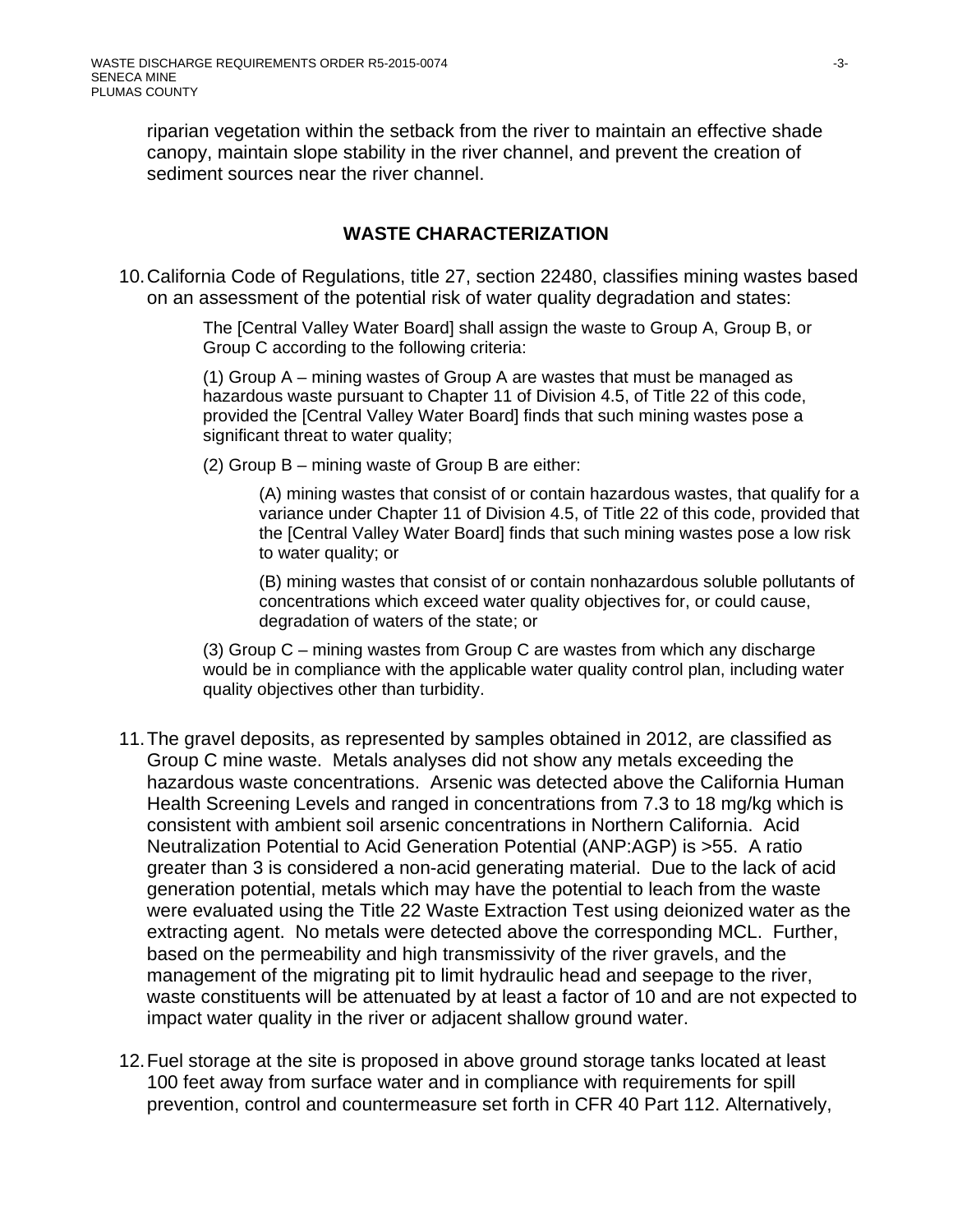riparian vegetation within the setback from the river to maintain an effective shade canopy, maintain slope stability in the river channel, and prevent the creation of sediment sources near the river channel.

## WASTE CHARACTERIZATION

10. California Code of Regulations, title 27, section 22480, classifies mining wastes based on an assessment of the potential risk of water quality degradation and states:

    The [Central Valley Water Board] shall assign the waste to Group A, Group B, or Group C according to the following criteria:

    (1) Group A – mining wastes of Group A are wastes that must be managed as hazardous waste pursuant to Chapter 11 of Division 4.5, of Title 22 of this code, provided the [Central Valley Water Board] finds that such mining wastes pose a significant threat to water quality;

    (2) Group B – mining waste of Group B are either:

    > (A) mining wastes that consist of or contain hazardous wastes, that qualify for a variance under Chapter 11 of Division 4.5, of Title 22 of this code, provided that the [Central Valley Water Board] finds that such mining wastes pose a low risk to water quality; or
    >
    > (B) mining wastes that consist of or contain nonhazardous soluble pollutants of concentrations which exceed water quality objectives for, or could cause, degradation of waters of the state; or

    (3) Group C – mining wastes from Group C are wastes from which any discharge would be in compliance with the applicable water quality control plan, including water quality objectives other than turbidity.

11. The gravel deposits, as represented by samples obtained in 2012, are classified as Group C mine waste. Metals analyses did not show any metals exceeding the hazardous waste concentrations. Arsenic was detected above the California Human Health Screening Levels and ranged in concentrations from 7.3 to 18 mg/kg which is consistent with ambient soil arsenic concentrations in Northern California. Acid Neutralization Potential to Acid Generation Potential (ANP:AGP) is >55. A ratio greater than 3 is considered a non-acid generating material. Due to the lack of acid generation potential, metals which may have the potential to leach from the waste were evaluated using the Title 22 Waste Extraction Test using deionized water as the extracting agent. No metals were detected above the corresponding MCL. Further, based on the permeability and high transmissivity of the river gravels, and the management of the migrating pit to limit hydraulic head and seepage to the river, waste constituents will be attenuated by at least a factor of 10 and are not expected to impact water quality in the river or adjacent shallow ground water.

12. Fuel storage at the site is proposed in above ground storage tanks located at least 100 feet away from surface water and in compliance with requirements for spill prevention, control and countermeasure set forth in CFR 40 Part 112. Alternatively,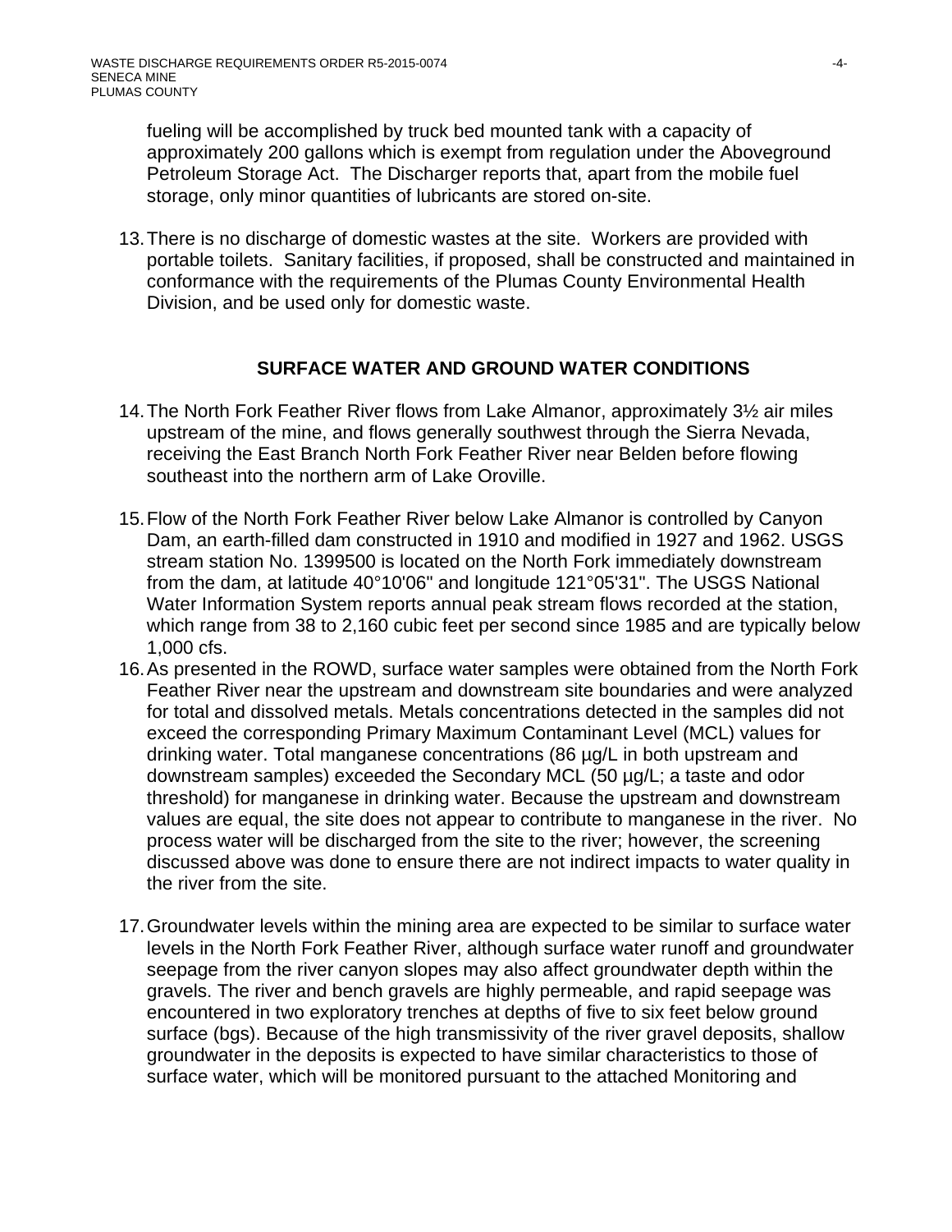fueling will be accomplished by truck bed mounted tank with a capacity of approximately 200 gallons which is exempt from regulation under the Aboveground Petroleum Storage Act. The Discharger reports that, apart from the mobile fuel storage, only minor quantities of lubricants are stored on-site.

13. There is no discharge of domestic wastes at the site. Workers are provided with portable toilets. Sanitary facilities, if proposed, shall be constructed and maintained in conformance with the requirements of the Plumas County Environmental Health Division, and be used only for domestic waste.

## SURFACE WATER AND GROUND WATER CONDITIONS

14. The North Fork Feather River flows from Lake Almanor, approximately 3½ air miles upstream of the mine, and flows generally southwest through the Sierra Nevada, receiving the East Branch North Fork Feather River near Belden before flowing southeast into the northern arm of Lake Oroville.

15. Flow of the North Fork Feather River below Lake Almanor is controlled by Canyon Dam, an earth-filled dam constructed in 1910 and modified in 1927 and 1962. USGS stream station No. 1399500 is located on the North Fork immediately downstream from the dam, at latitude 40°10'06" and longitude 121°05'31". The USGS National Water Information System reports annual peak stream flows recorded at the station, which range from 38 to 2,160 cubic feet per second since 1985 and are typically below 1,000 cfs.

16. As presented in the ROWD, surface water samples were obtained from the North Fork Feather River near the upstream and downstream site boundaries and were analyzed for total and dissolved metals. Metals concentrations detected in the samples did not exceed the corresponding Primary Maximum Contaminant Level (MCL) values for drinking water. Total manganese concentrations (86 µg/L in both upstream and downstream samples) exceeded the Secondary MCL (50 µg/L; a taste and odor threshold) for manganese in drinking water. Because the upstream and downstream values are equal, the site does not appear to contribute to manganese in the river. No process water will be discharged from the site to the river; however, the screening discussed above was done to ensure there are not indirect impacts to water quality in the river from the site.

17. Groundwater levels within the mining area are expected to be similar to surface water levels in the North Fork Feather River, although surface water runoff and groundwater seepage from the river canyon slopes may also affect groundwater depth within the gravels. The river and bench gravels are highly permeable, and rapid seepage was encountered in two exploratory trenches at depths of five to six feet below ground surface (bgs). Because of the high transmissivity of the river gravel deposits, shallow groundwater in the deposits is expected to have similar characteristics to those of surface water, which will be monitored pursuant to the attached Monitoring and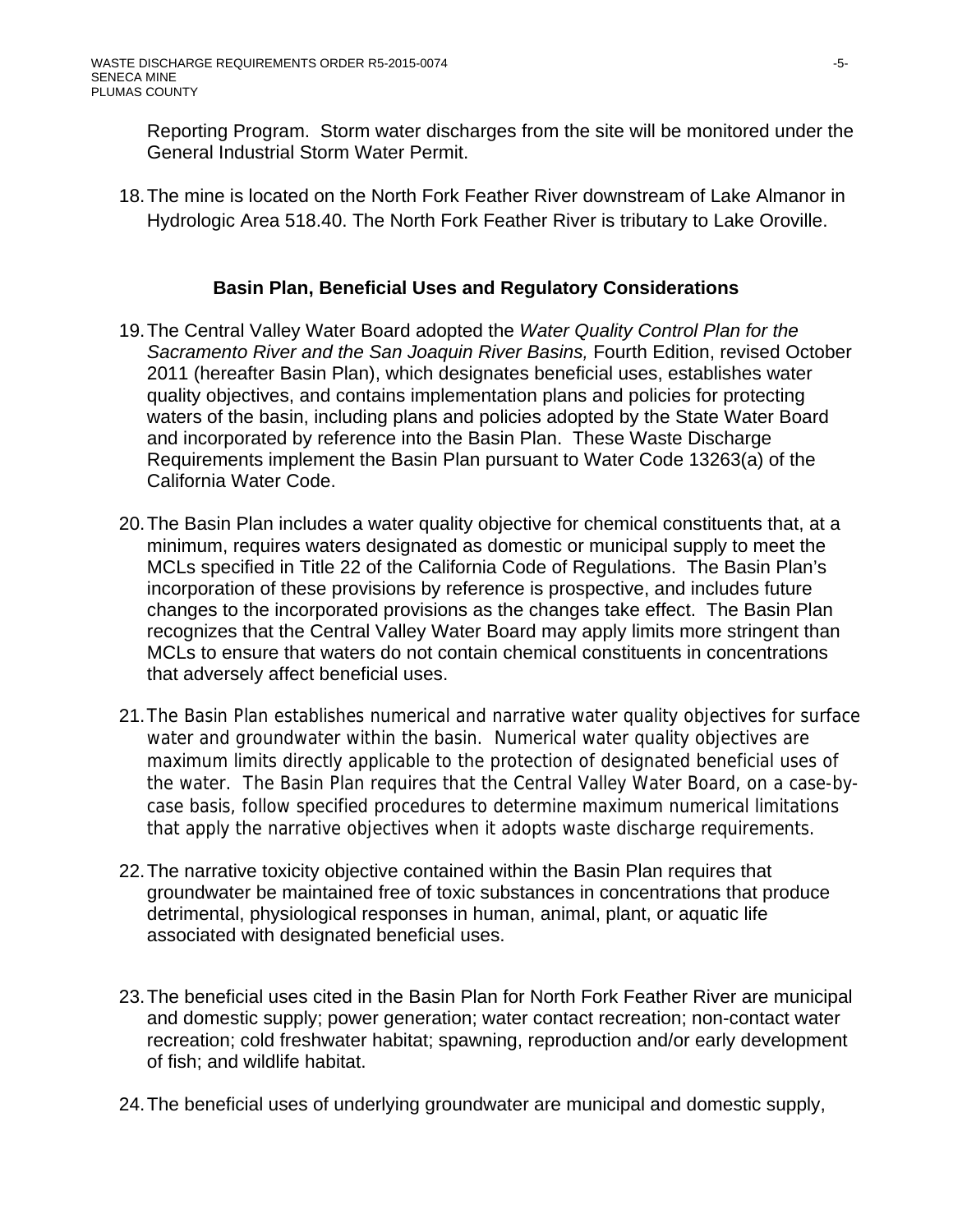Reporting Program. Storm water discharges from the site will be monitored under the General Industrial Storm Water Permit.

18. The mine is located on the North Fork Feather River downstream of Lake Almanor in Hydrologic Area 518.40. The North Fork Feather River is tributary to Lake Oroville.

## Basin Plan, Beneficial Uses and Regulatory Considerations

19. The Central Valley Water Board adopted the *Water Quality Control Plan for the Sacramento River and the San Joaquin River Basins,* Fourth Edition, revised October 2011 (hereafter Basin Plan), which designates beneficial uses, establishes water quality objectives, and contains implementation plans and policies for protecting waters of the basin, including plans and policies adopted by the State Water Board and incorporated by reference into the Basin Plan. These Waste Discharge Requirements implement the Basin Plan pursuant to Water Code 13263(a) of the California Water Code.

20. The Basin Plan includes a water quality objective for chemical constituents that, at a minimum, requires waters designated as domestic or municipal supply to meet the MCLs specified in Title 22 of the California Code of Regulations. The Basin Plan's incorporation of these provisions by reference is prospective, and includes future changes to the incorporated provisions as the changes take effect. The Basin Plan recognizes that the Central Valley Water Board may apply limits more stringent than MCLs to ensure that waters do not contain chemical constituents in concentrations that adversely affect beneficial uses.

21. The Basin Plan establishes numerical and narrative water quality objectives for surface water and groundwater within the basin. Numerical water quality objectives are maximum limits directly applicable to the protection of designated beneficial uses of the water. The Basin Plan requires that the Central Valley Water Board, on a case-by-case basis, follow specified procedures to determine maximum numerical limitations that apply the narrative objectives when it adopts waste discharge requirements.

22. The narrative toxicity objective contained within the Basin Plan requires that groundwater be maintained free of toxic substances in concentrations that produce detrimental, physiological responses in human, animal, plant, or aquatic life associated with designated beneficial uses.

23. The beneficial uses cited in the Basin Plan for North Fork Feather River are municipal and domestic supply; power generation; water contact recreation; non-contact water recreation; cold freshwater habitat; spawning, reproduction and/or early development of fish; and wildlife habitat.

24. The beneficial uses of underlying groundwater are municipal and domestic supply,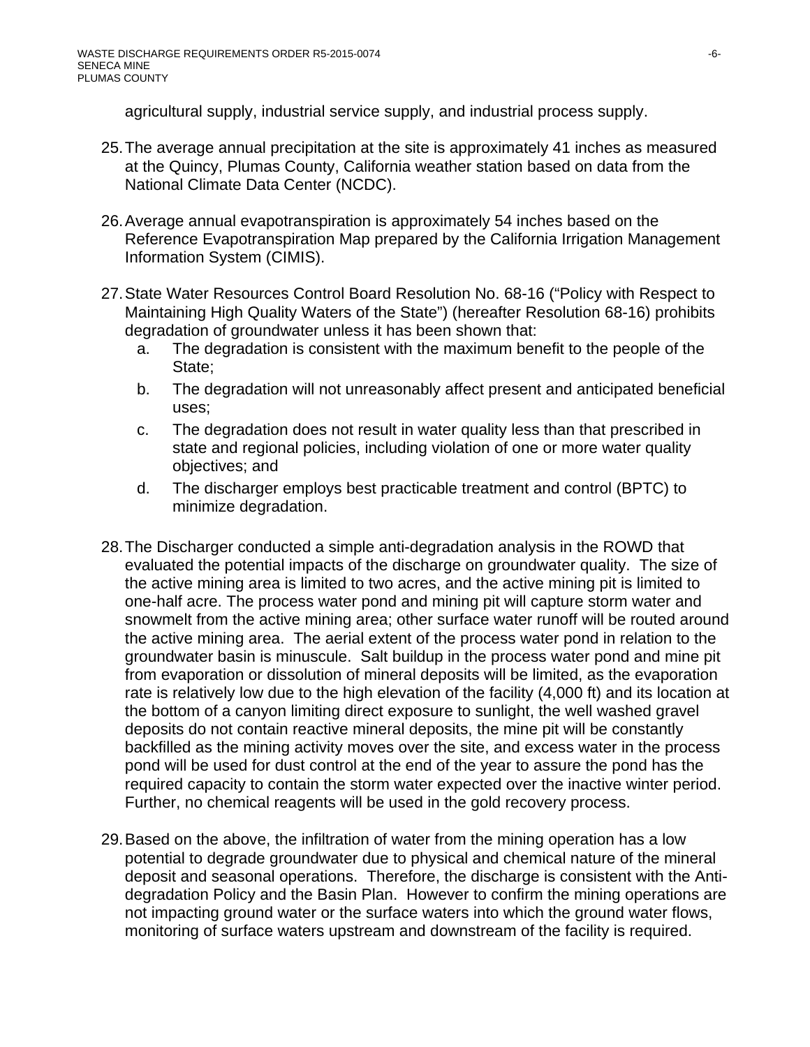agricultural supply, industrial service supply, and industrial process supply.

25. The average annual precipitation at the site is approximately 41 inches as measured at the Quincy, Plumas County, California weather station based on data from the National Climate Data Center (NCDC).

26. Average annual evapotranspiration is approximately 54 inches based on the Reference Evapotranspiration Map prepared by the California Irrigation Management Information System (CIMIS).

27. State Water Resources Control Board Resolution No. 68-16 ("Policy with Respect to Maintaining High Quality Waters of the State") (hereafter Resolution 68-16) prohibits degradation of groundwater unless it has been shown that:
    a. The degradation is consistent with the maximum benefit to the people of the State;
    b. The degradation will not unreasonably affect present and anticipated beneficial uses;
    c. The degradation does not result in water quality less than that prescribed in state and regional policies, including violation of one or more water quality objectives; and
    d. The discharger employs best practicable treatment and control (BPTC) to minimize degradation.

28. The Discharger conducted a simple anti-degradation analysis in the ROWD that evaluated the potential impacts of the discharge on groundwater quality. The size of the active mining area is limited to two acres, and the active mining pit is limited to one-half acre. The process water pond and mining pit will capture storm water and snowmelt from the active mining area; other surface water runoff will be routed around the active mining area. The aerial extent of the process water pond in relation to the groundwater basin is minuscule. Salt buildup in the process water pond and mine pit from evaporation or dissolution of mineral deposits will be limited, as the evaporation rate is relatively low due to the high elevation of the facility (4,000 ft) and its location at the bottom of a canyon limiting direct exposure to sunlight, the well washed gravel deposits do not contain reactive mineral deposits, the mine pit will be constantly backfilled as the mining activity moves over the site, and excess water in the process pond will be used for dust control at the end of the year to assure the pond has the required capacity to contain the storm water expected over the inactive winter period. Further, no chemical reagents will be used in the gold recovery process.

29. Based on the above, the infiltration of water from the mining operation has a low potential to degrade groundwater due to physical and chemical nature of the mineral deposit and seasonal operations. Therefore, the discharge is consistent with the Anti-degradation Policy and the Basin Plan. However to confirm the mining operations are not impacting ground water or the surface waters into which the ground water flows, monitoring of surface waters upstream and downstream of the facility is required.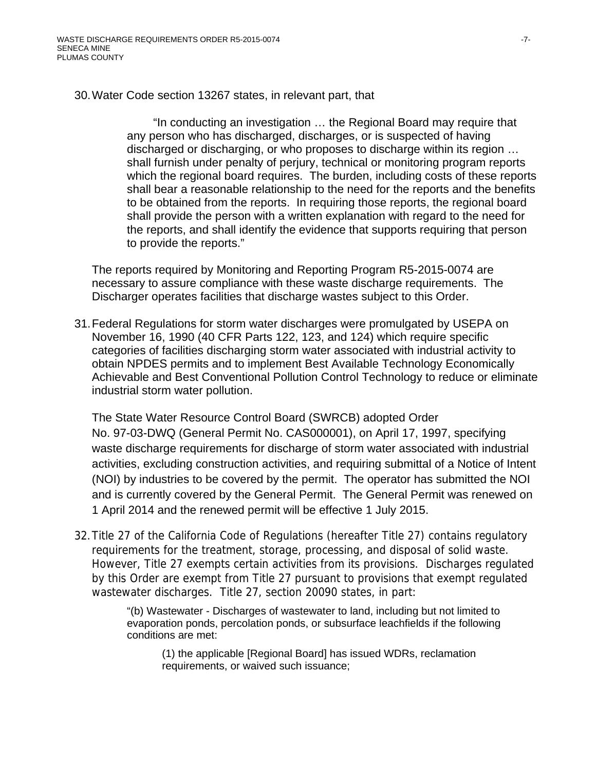30. Water Code section 13267 states, in relevant part, that

    > "In conducting an investigation … the Regional Board may require that any person who has discharged, discharges, or is suspected of having discharged or discharging, or who proposes to discharge within its region … shall furnish under penalty of perjury, technical or monitoring program reports which the regional board requires. The burden, including costs of these reports shall bear a reasonable relationship to the need for the reports and the benefits to be obtained from the reports. In requiring those reports, the regional board shall provide the person with a written explanation with regard to the need for the reports, and shall identify the evidence that supports requiring that person to provide the reports."

    The reports required by Monitoring and Reporting Program R5-2015-0074 are necessary to assure compliance with these waste discharge requirements. The Discharger operates facilities that discharge wastes subject to this Order.

31. Federal Regulations for storm water discharges were promulgated by USEPA on November 16, 1990 (40 CFR Parts 122, 123, and 124) which require specific categories of facilities discharging storm water associated with industrial activity to obtain NPDES permits and to implement Best Available Technology Economically Achievable and Best Conventional Pollution Control Technology to reduce or eliminate industrial storm water pollution.

    The State Water Resource Control Board (SWRCB) adopted Order No. 97-03-DWQ (General Permit No. CAS000001), on April 17, 1997, specifying waste discharge requirements for discharge of storm water associated with industrial activities, excluding construction activities, and requiring submittal of a Notice of Intent (NOI) by industries to be covered by the permit. The operator has submitted the NOI and is currently covered by the General Permit. The General Permit was renewed on 1 April 2014 and the renewed permit will be effective 1 July 2015.

32. Title 27 of the California Code of Regulations (hereafter Title 27) contains regulatory requirements for the treatment, storage, processing, and disposal of solid waste. However, Title 27 exempts certain activities from its provisions. Discharges regulated by this Order are exempt from Title 27 pursuant to provisions that exempt regulated wastewater discharges. Title 27, section 20090 states, in part:

    > "(b) Wastewater - Discharges of wastewater to land, including but not limited to evaporation ponds, percolation ponds, or subsurface leachfields if the following conditions are met:
    >
    > > (1) the applicable [Regional Board] has issued WDRs, reclamation requirements, or waived such issuance;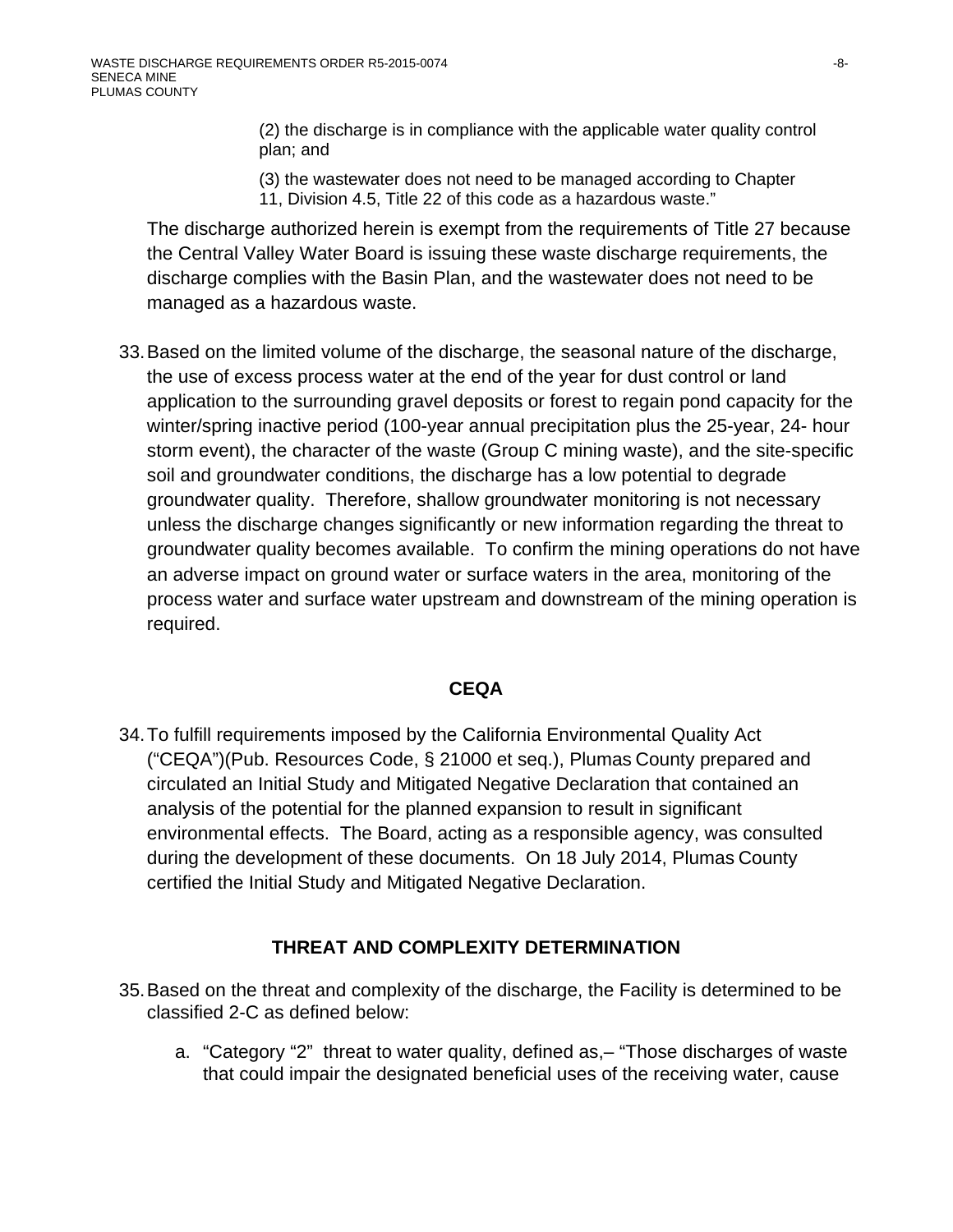(2) the discharge is in compliance with the applicable water quality control plan; and

(3) the wastewater does not need to be managed according to Chapter 11, Division 4.5, Title 22 of this code as a hazardous waste."

The discharge authorized herein is exempt from the requirements of Title 27 because the Central Valley Water Board is issuing these waste discharge requirements, the discharge complies with the Basin Plan, and the wastewater does not need to be managed as a hazardous waste.

33. Based on the limited volume of the discharge, the seasonal nature of the discharge, the use of excess process water at the end of the year for dust control or land application to the surrounding gravel deposits or forest to regain pond capacity for the winter/spring inactive period (100-year annual precipitation plus the 25-year, 24- hour storm event), the character of the waste (Group C mining waste), and the site-specific soil and groundwater conditions, the discharge has a low potential to degrade groundwater quality. Therefore, shallow groundwater monitoring is not necessary unless the discharge changes significantly or new information regarding the threat to groundwater quality becomes available. To confirm the mining operations do not have an adverse impact on ground water or surface waters in the area, monitoring of the process water and surface water upstream and downstream of the mining operation is required.

## CEQA

34. To fulfill requirements imposed by the California Environmental Quality Act ("CEQA")(Pub. Resources Code, § 21000 et seq.), Plumas County prepared and circulated an Initial Study and Mitigated Negative Declaration that contained an analysis of the potential for the planned expansion to result in significant environmental effects. The Board, acting as a responsible agency, was consulted during the development of these documents. On 18 July 2014, Plumas County certified the Initial Study and Mitigated Negative Declaration.

## THREAT AND COMPLEXITY DETERMINATION

35. Based on the threat and complexity of the discharge, the Facility is determined to be classified 2-C as defined below:

    a. "Category "2" threat to water quality, defined as,– "Those discharges of waste that could impair the designated beneficial uses of the receiving water, cause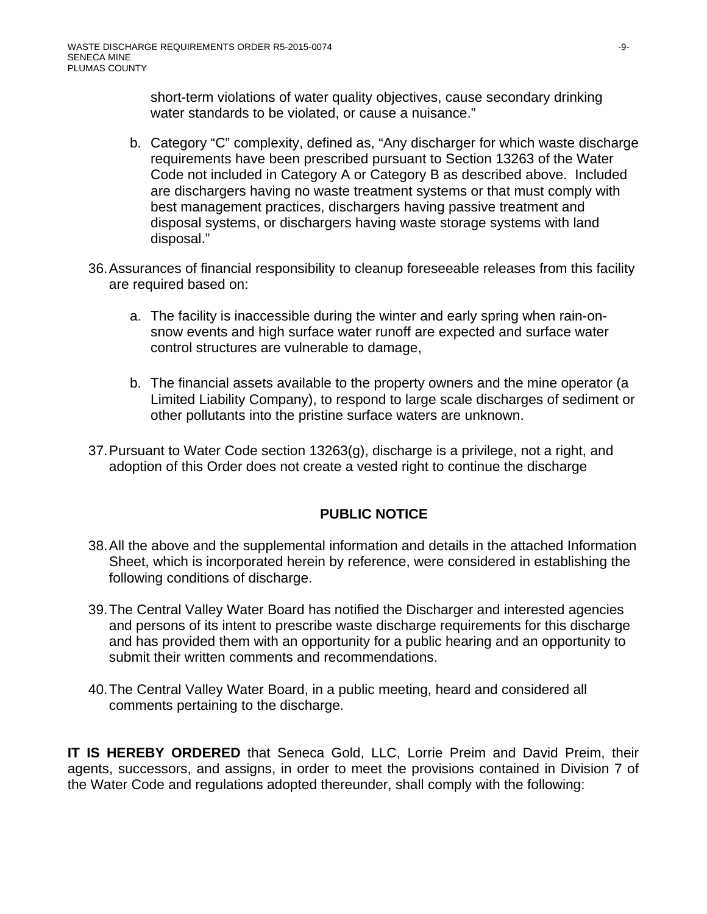short-term violations of water quality objectives, cause secondary drinking water standards to be violated, or cause a nuisance."

b. Category "C" complexity, defined as, "Any discharger for which waste discharge requirements have been prescribed pursuant to Section 13263 of the Water Code not included in Category A or Category B as described above. Included are dischargers having no waste treatment systems or that must comply with best management practices, dischargers having passive treatment and disposal systems, or dischargers having waste storage systems with land disposal."

36. Assurances of financial responsibility to cleanup foreseeable releases from this facility are required based on:

    a. The facility is inaccessible during the winter and early spring when rain-on-snow events and high surface water runoff are expected and surface water control structures are vulnerable to damage,

    b. The financial assets available to the property owners and the mine operator (a Limited Liability Company), to respond to large scale discharges of sediment or other pollutants into the pristine surface waters are unknown.

37. Pursuant to Water Code section 13263(g), discharge is a privilege, not a right, and adoption of this Order does not create a vested right to continue the discharge

## PUBLIC NOTICE

38. All the above and the supplemental information and details in the attached Information Sheet, which is incorporated herein by reference, were considered in establishing the following conditions of discharge.

39. The Central Valley Water Board has notified the Discharger and interested agencies and persons of its intent to prescribe waste discharge requirements for this discharge and has provided them with an opportunity for a public hearing and an opportunity to submit their written comments and recommendations.

40. The Central Valley Water Board, in a public meeting, heard and considered all comments pertaining to the discharge.

**IT IS HEREBY ORDERED** that Seneca Gold, LLC, Lorrie Preim and David Preim, their agents, successors, and assigns, in order to meet the provisions contained in Division 7 of the Water Code and regulations adopted thereunder, shall comply with the following: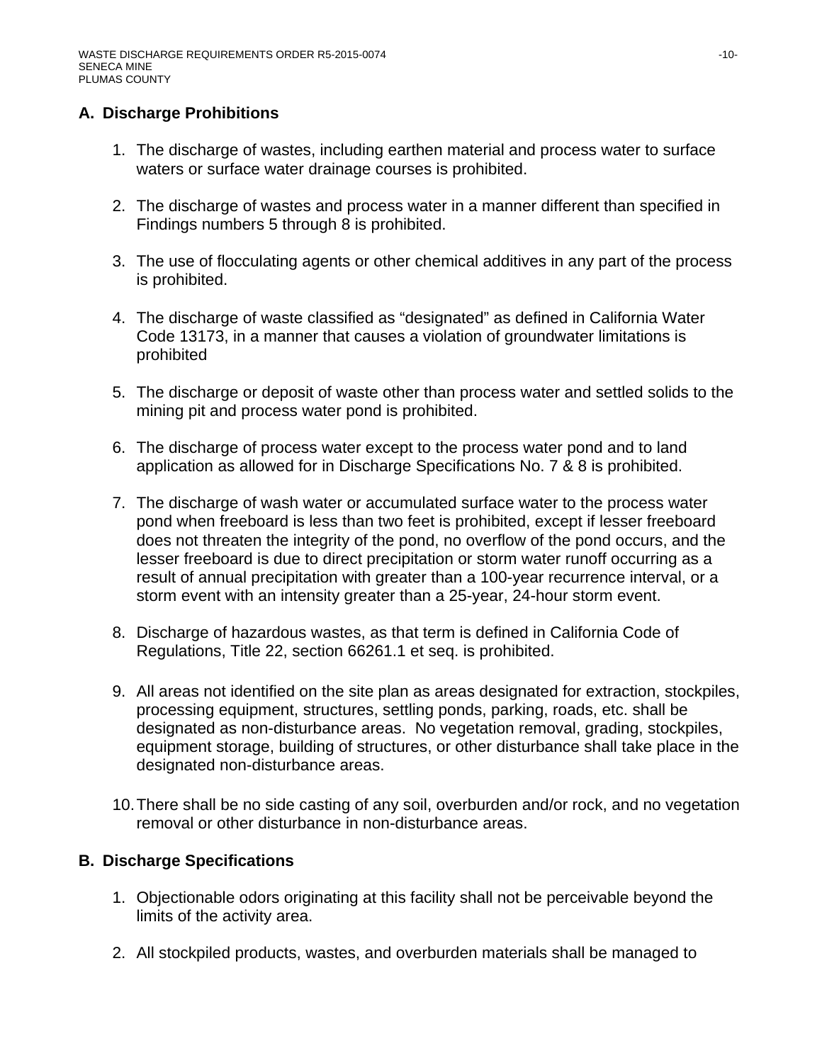## A. Discharge Prohibitions

1. The discharge of wastes, including earthen material and process water to surface waters or surface water drainage courses is prohibited.

2. The discharge of wastes and process water in a manner different than specified in Findings numbers 5 through 8 is prohibited.

3. The use of flocculating agents or other chemical additives in any part of the process is prohibited.

4. The discharge of waste classified as "designated" as defined in California Water Code 13173, in a manner that causes a violation of groundwater limitations is prohibited

5. The discharge or deposit of waste other than process water and settled solids to the mining pit and process water pond is prohibited.

6. The discharge of process water except to the process water pond and to land application as allowed for in Discharge Specifications No. 7 & 8 is prohibited.

7. The discharge of wash water or accumulated surface water to the process water pond when freeboard is less than two feet is prohibited, except if lesser freeboard does not threaten the integrity of the pond, no overflow of the pond occurs, and the lesser freeboard is due to direct precipitation or storm water runoff occurring as a result of annual precipitation with greater than a 100-year recurrence interval, or a storm event with an intensity greater than a 25-year, 24-hour storm event.

8. Discharge of hazardous wastes, as that term is defined in California Code of Regulations, Title 22, section 66261.1 et seq. is prohibited.

9. All areas not identified on the site plan as areas designated for extraction, stockpiles, processing equipment, structures, settling ponds, parking, roads, etc. shall be designated as non-disturbance areas. No vegetation removal, grading, stockpiles, equipment storage, building of structures, or other disturbance shall take place in the designated non-disturbance areas.

10. There shall be no side casting of any soil, overburden and/or rock, and no vegetation removal or other disturbance in non-disturbance areas.

## B. Discharge Specifications

1. Objectionable odors originating at this facility shall not be perceivable beyond the limits of the activity area.

2. All stockpiled products, wastes, and overburden materials shall be managed to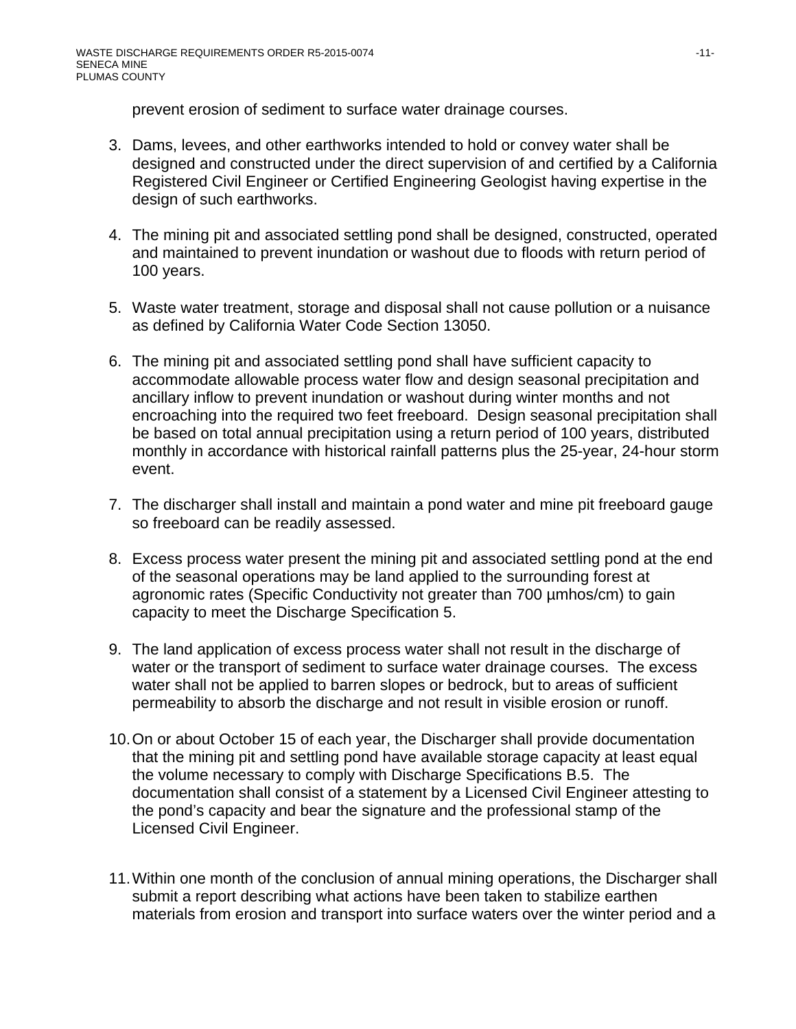prevent erosion of sediment to surface water drainage courses.

3. Dams, levees, and other earthworks intended to hold or convey water shall be designed and constructed under the direct supervision of and certified by a California Registered Civil Engineer or Certified Engineering Geologist having expertise in the design of such earthworks.

4. The mining pit and associated settling pond shall be designed, constructed, operated and maintained to prevent inundation or washout due to floods with return period of 100 years.

5. Waste water treatment, storage and disposal shall not cause pollution or a nuisance as defined by California Water Code Section 13050.

6. The mining pit and associated settling pond shall have sufficient capacity to accommodate allowable process water flow and design seasonal precipitation and ancillary inflow to prevent inundation or washout during winter months and not encroaching into the required two feet freeboard. Design seasonal precipitation shall be based on total annual precipitation using a return period of 100 years, distributed monthly in accordance with historical rainfall patterns plus the 25-year, 24-hour storm event.

7. The discharger shall install and maintain a pond water and mine pit freeboard gauge so freeboard can be readily assessed.

8. Excess process water present the mining pit and associated settling pond at the end of the seasonal operations may be land applied to the surrounding forest at agronomic rates (Specific Conductivity not greater than 700 µmhos/cm) to gain capacity to meet the Discharge Specification 5.

9. The land application of excess process water shall not result in the discharge of water or the transport of sediment to surface water drainage courses. The excess water shall not be applied to barren slopes or bedrock, but to areas of sufficient permeability to absorb the discharge and not result in visible erosion or runoff.

10. On or about October 15 of each year, the Discharger shall provide documentation that the mining pit and settling pond have available storage capacity at least equal the volume necessary to comply with Discharge Specifications B.5. The documentation shall consist of a statement by a Licensed Civil Engineer attesting to the pond's capacity and bear the signature and the professional stamp of the Licensed Civil Engineer.

11. Within one month of the conclusion of annual mining operations, the Discharger shall submit a report describing what actions have been taken to stabilize earthen materials from erosion and transport into surface waters over the winter period and a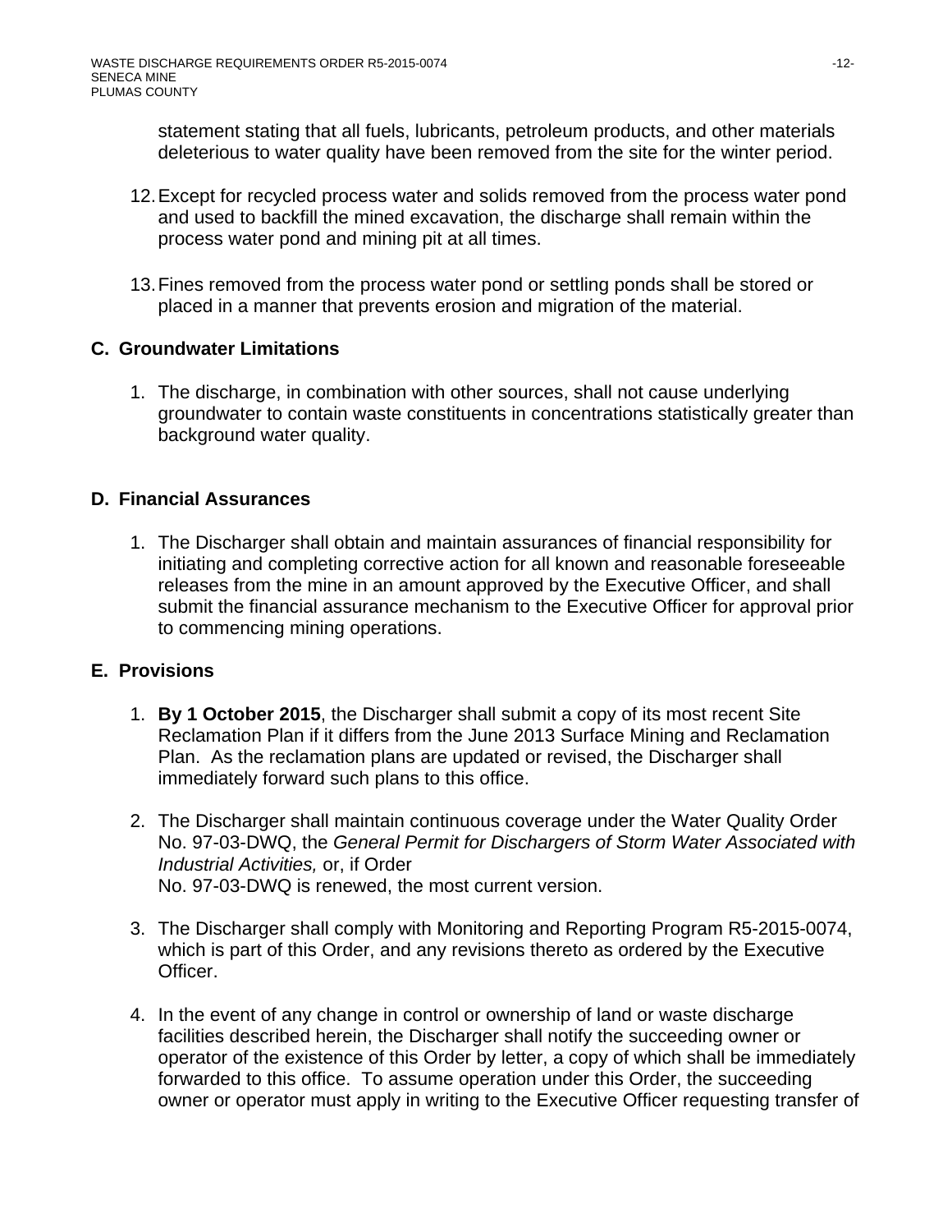statement stating that all fuels, lubricants, petroleum products, and other materials deleterious to water quality have been removed from the site for the winter period.

12. Except for recycled process water and solids removed from the process water pond and used to backfill the mined excavation, the discharge shall remain within the process water pond and mining pit at all times.

13. Fines removed from the process water pond or settling ponds shall be stored or placed in a manner that prevents erosion and migration of the material.

## C. Groundwater Limitations

1. The discharge, in combination with other sources, shall not cause underlying groundwater to contain waste constituents in concentrations statistically greater than background water quality.

## D. Financial Assurances

1. The Discharger shall obtain and maintain assurances of financial responsibility for initiating and completing corrective action for all known and reasonable foreseeable releases from the mine in an amount approved by the Executive Officer, and shall submit the financial assurance mechanism to the Executive Officer for approval prior to commencing mining operations.

## E. Provisions

1. **By 1 October 2015**, the Discharger shall submit a copy of its most recent Site Reclamation Plan if it differs from the June 2013 Surface Mining and Reclamation Plan. As the reclamation plans are updated or revised, the Discharger shall immediately forward such plans to this office.

2. The Discharger shall maintain continuous coverage under the Water Quality Order No. 97-03-DWQ, the *General Permit for Dischargers of Storm Water Associated with Industrial Activities,* or, if Order No. 97-03-DWQ is renewed, the most current version.

3. The Discharger shall comply with Monitoring and Reporting Program R5-2015-0074, which is part of this Order, and any revisions thereto as ordered by the Executive Officer.

4. In the event of any change in control or ownership of land or waste discharge facilities described herein, the Discharger shall notify the succeeding owner or operator of the existence of this Order by letter, a copy of which shall be immediately forwarded to this office. To assume operation under this Order, the succeeding owner or operator must apply in writing to the Executive Officer requesting transfer of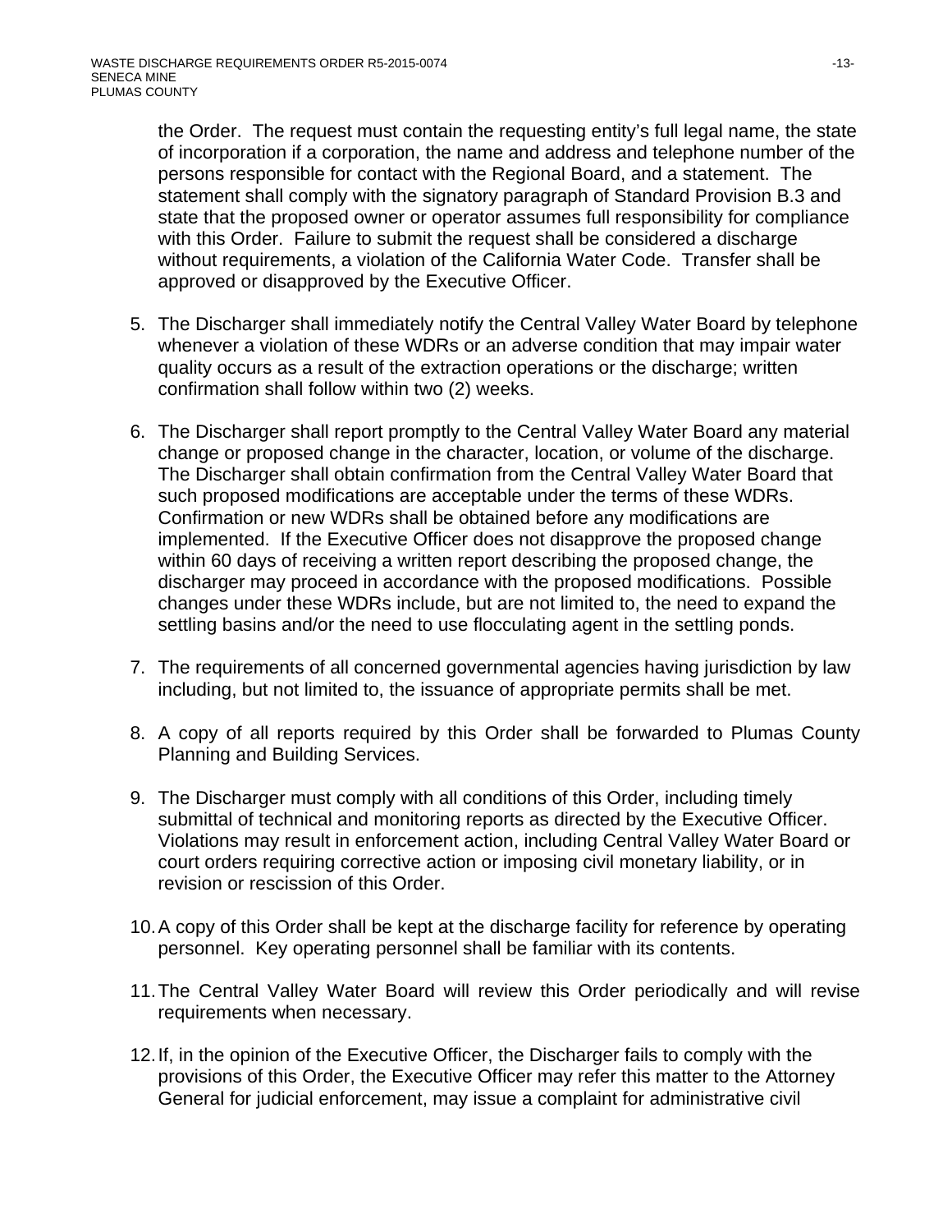the Order. The request must contain the requesting entity's full legal name, the state of incorporation if a corporation, the name and address and telephone number of the persons responsible for contact with the Regional Board, and a statement. The statement shall comply with the signatory paragraph of Standard Provision B.3 and state that the proposed owner or operator assumes full responsibility for compliance with this Order. Failure to submit the request shall be considered a discharge without requirements, a violation of the California Water Code. Transfer shall be approved or disapproved by the Executive Officer.

5. The Discharger shall immediately notify the Central Valley Water Board by telephone whenever a violation of these WDRs or an adverse condition that may impair water quality occurs as a result of the extraction operations or the discharge; written confirmation shall follow within two (2) weeks.

6. The Discharger shall report promptly to the Central Valley Water Board any material change or proposed change in the character, location, or volume of the discharge. The Discharger shall obtain confirmation from the Central Valley Water Board that such proposed modifications are acceptable under the terms of these WDRs. Confirmation or new WDRs shall be obtained before any modifications are implemented. If the Executive Officer does not disapprove the proposed change within 60 days of receiving a written report describing the proposed change, the discharger may proceed in accordance with the proposed modifications. Possible changes under these WDRs include, but are not limited to, the need to expand the settling basins and/or the need to use flocculating agent in the settling ponds.

7. The requirements of all concerned governmental agencies having jurisdiction by law including, but not limited to, the issuance of appropriate permits shall be met.

8. A copy of all reports required by this Order shall be forwarded to Plumas County Planning and Building Services.

9. The Discharger must comply with all conditions of this Order, including timely submittal of technical and monitoring reports as directed by the Executive Officer. Violations may result in enforcement action, including Central Valley Water Board or court orders requiring corrective action or imposing civil monetary liability, or in revision or rescission of this Order.

10. A copy of this Order shall be kept at the discharge facility for reference by operating personnel. Key operating personnel shall be familiar with its contents.

11. The Central Valley Water Board will review this Order periodically and will revise requirements when necessary.

12. If, in the opinion of the Executive Officer, the Discharger fails to comply with the provisions of this Order, the Executive Officer may refer this matter to the Attorney General for judicial enforcement, may issue a complaint for administrative civil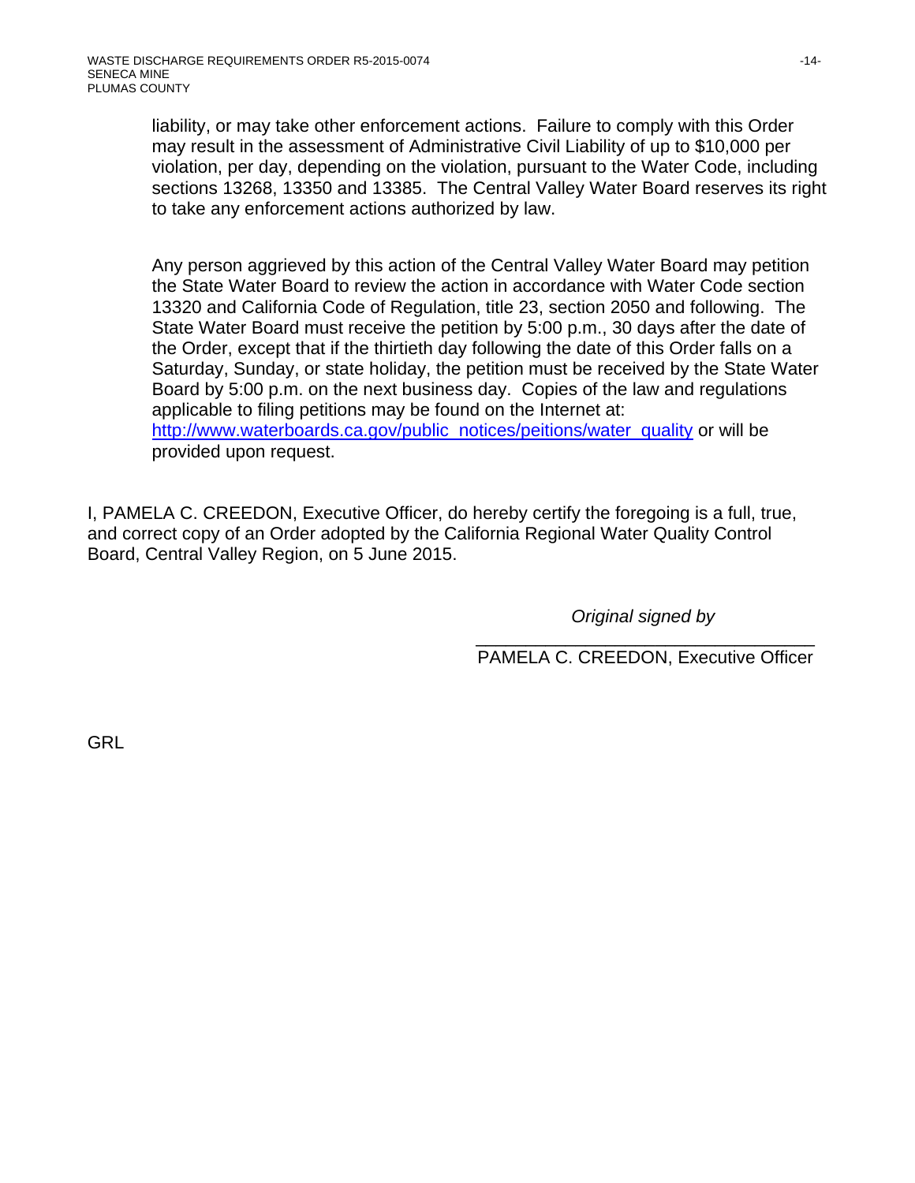liability, or may take other enforcement actions. Failure to comply with this Order may result in the assessment of Administrative Civil Liability of up to $10,000 per violation, per day, depending on the violation, pursuant to the Water Code, including sections 13268, 13350 and 13385. The Central Valley Water Board reserves its right to take any enforcement actions authorized by law.

Any person aggrieved by this action of the Central Valley Water Board may petition the State Water Board to review the action in accordance with Water Code section 13320 and California Code of Regulation, title 23, section 2050 and following. The State Water Board must receive the petition by 5:00 p.m., 30 days after the date of the Order, except that if the thirtieth day following the date of this Order falls on a Saturday, Sunday, or state holiday, the petition must be received by the State Water Board by 5:00 p.m. on the next business day. Copies of the law and regulations applicable to filing petitions may be found on the Internet at: [http://www.waterboards.ca.gov/public_notices/peitions/water_quality](http://www.waterboards.ca.gov/public_notices/peitions/water_quality) or will be provided upon request.

I, PAMELA C. CREEDON, Executive Officer, do hereby certify the foregoing is a full, true, and correct copy of an Order adopted by the California Regional Water Quality Control Board, Central Valley Region, on 5 June 2015.

*Original signed by*

___________________________________
PAMELA C. CREEDON, Executive Officer

GRL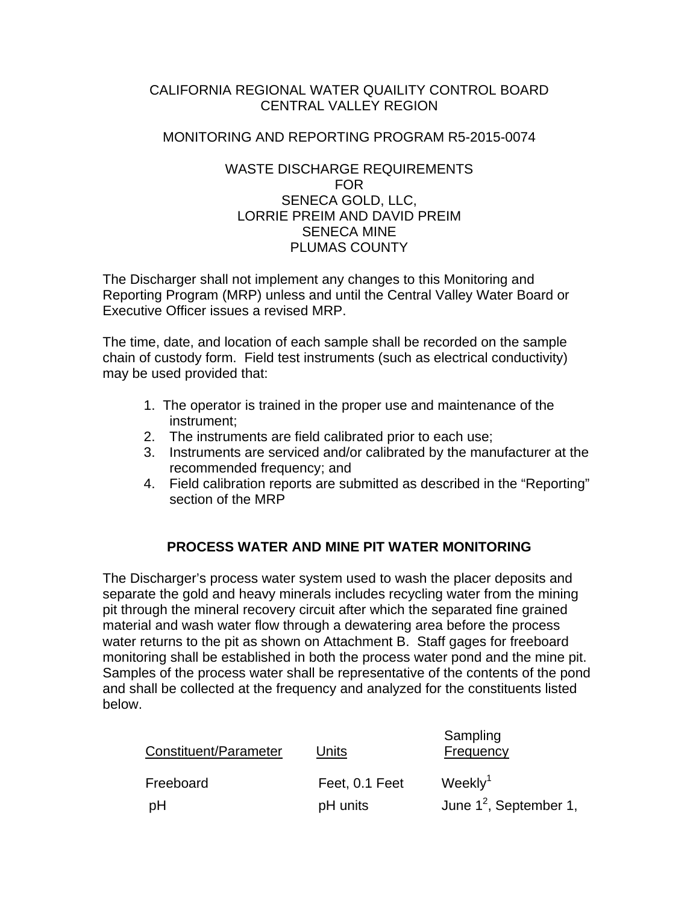CALIFORNIA REGIONAL WATER QUAILITY CONTROL BOARD
CENTRAL VALLEY REGION

MONITORING AND REPORTING PROGRAM R5-2015-0074

WASTE DISCHARGE REQUIREMENTS
FOR
SENECA GOLD, LLC,
LORRIE PREIM AND DAVID PREIM
SENECA MINE
PLUMAS COUNTY

The Discharger shall not implement any changes to this Monitoring and Reporting Program (MRP) unless and until the Central Valley Water Board or Executive Officer issues a revised MRP.

The time, date, and location of each sample shall be recorded on the sample chain of custody form. Field test instruments (such as electrical conductivity) may be used provided that:

1. The operator is trained in the proper use and maintenance of the instrument;
2. The instruments are field calibrated prior to each use;
3. Instruments are serviced and/or calibrated by the manufacturer at the recommended frequency; and
4. Field calibration reports are submitted as described in the "Reporting" section of the MRP

## PROCESS WATER AND MINE PIT WATER MONITORING

The Discharger's process water system used to wash the placer deposits and separate the gold and heavy minerals includes recycling water from the mining pit through the mineral recovery circuit after which the separated fine grained material and wash water flow through a dewatering area before the process water returns to the pit as shown on Attachment B. Staff gages for freeboard monitoring shall be established in both the process water pond and the mine pit. Samples of the process water shall be representative of the contents of the pond and shall be collected at the frequency and analyzed for the constituents listed below.

| Constituent/Parameter | Units | Sampling Frequency |
|---|---|---|
| Freeboard | Feet, 0.1 Feet | Weekly[1] |
| pH | pH units | June 1[2], September 1, |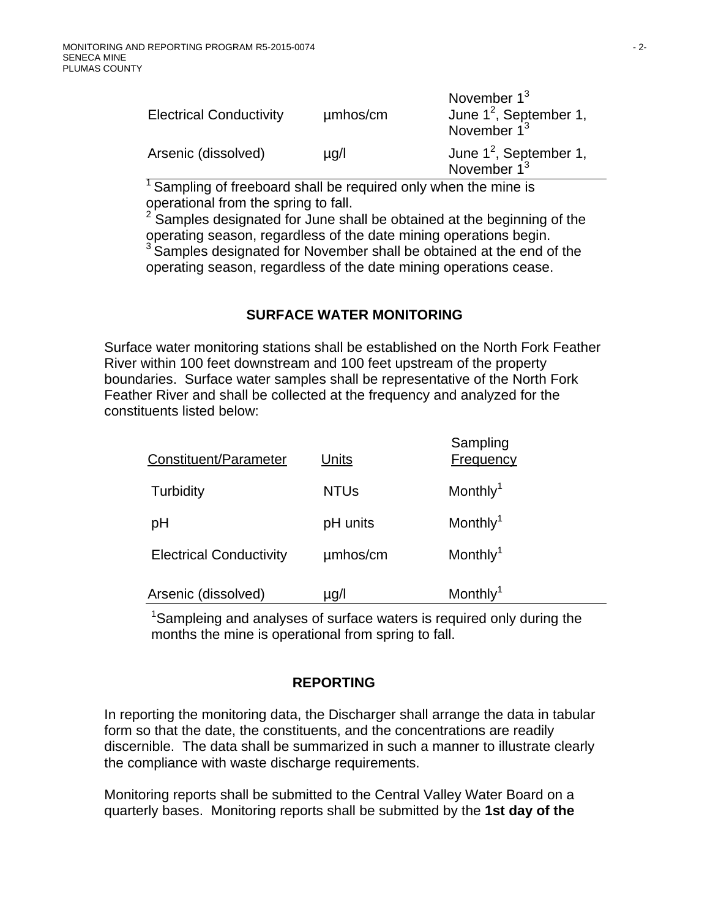| | | |
|---|---|---|
| | | November 1[3] |
| Electrical Conductivity | µmhos/cm | June 1[2], September 1, November 1[3] |
| Arsenic (dissolved) | µg/l | June 1[2], September 1, November 1[3] |

[1] Sampling of freeboard shall be required only when the mine is operational from the spring to fall.
[2] Samples designated for June shall be obtained at the beginning of the operating season, regardless of the date mining operations begin.
[3] Samples designated for November shall be obtained at the end of the operating season, regardless of the date mining operations cease.

## SURFACE WATER MONITORING

Surface water monitoring stations shall be established on the North Fork Feather River within 100 feet downstream and 100 feet upstream of the property boundaries. Surface water samples shall be representative of the North Fork Feather River and shall be collected at the frequency and analyzed for the constituents listed below:

| Constituent/Parameter | Units | Sampling Frequency |
|---|---|---|
| Turbidity | NTUs | Monthly[1] |
| pH | pH units | Monthly[1] |
| Electrical Conductivity | µmhos/cm | Monthly[1] |
| Arsenic (dissolved) | µg/l | Monthly[1] |

[1]Sampleing and analyses of surface waters is required only during the months the mine is operational from spring to fall.

## REPORTING

In reporting the monitoring data, the Discharger shall arrange the data in tabular form so that the date, the constituents, and the concentrations are readily discernible. The data shall be summarized in such a manner to illustrate clearly the compliance with waste discharge requirements.

Monitoring reports shall be submitted to the Central Valley Water Board on a quarterly bases. Monitoring reports shall be submitted by the **1st day of the**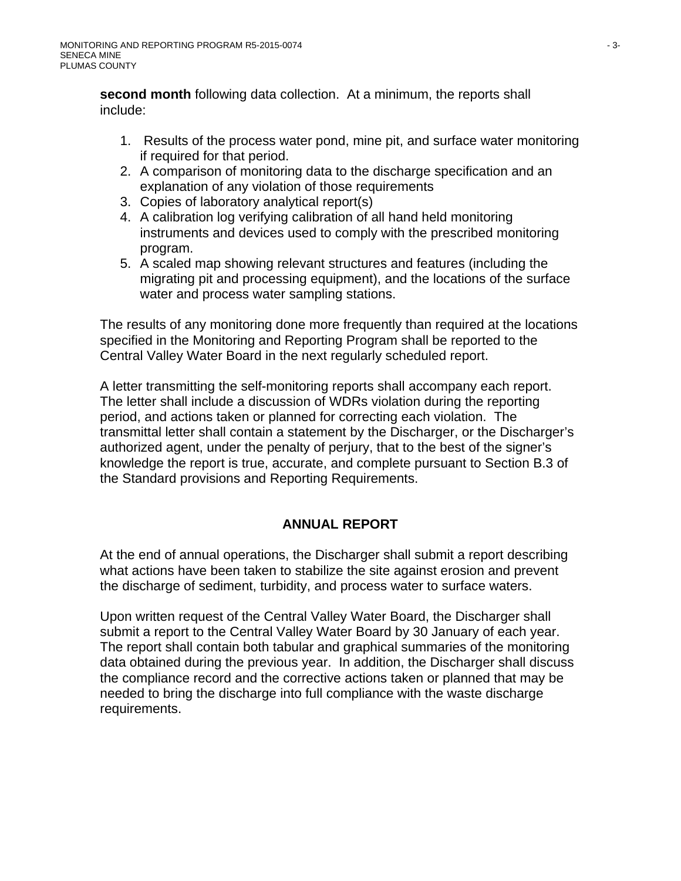**second month** following data collection. At a minimum, the reports shall include:

1. Results of the process water pond, mine pit, and surface water monitoring if required for that period.
2. A comparison of monitoring data to the discharge specification and an explanation of any violation of those requirements
3. Copies of laboratory analytical report(s)
4. A calibration log verifying calibration of all hand held monitoring instruments and devices used to comply with the prescribed monitoring program.
5. A scaled map showing relevant structures and features (including the migrating pit and processing equipment), and the locations of the surface water and process water sampling stations.

The results of any monitoring done more frequently than required at the locations specified in the Monitoring and Reporting Program shall be reported to the Central Valley Water Board in the next regularly scheduled report.

A letter transmitting the self-monitoring reports shall accompany each report. The letter shall include a discussion of WDRs violation during the reporting period, and actions taken or planned for correcting each violation. The transmittal letter shall contain a statement by the Discharger, or the Discharger's authorized agent, under the penalty of perjury, that to the best of the signer's knowledge the report is true, accurate, and complete pursuant to Section B.3 of the Standard provisions and Reporting Requirements.

## ANNUAL REPORT

At the end of annual operations, the Discharger shall submit a report describing what actions have been taken to stabilize the site against erosion and prevent the discharge of sediment, turbidity, and process water to surface waters.

Upon written request of the Central Valley Water Board, the Discharger shall submit a report to the Central Valley Water Board by 30 January of each year. The report shall contain both tabular and graphical summaries of the monitoring data obtained during the previous year. In addition, the Discharger shall discuss the compliance record and the corrective actions taken or planned that may be needed to bring the discharge into full compliance with the waste discharge requirements.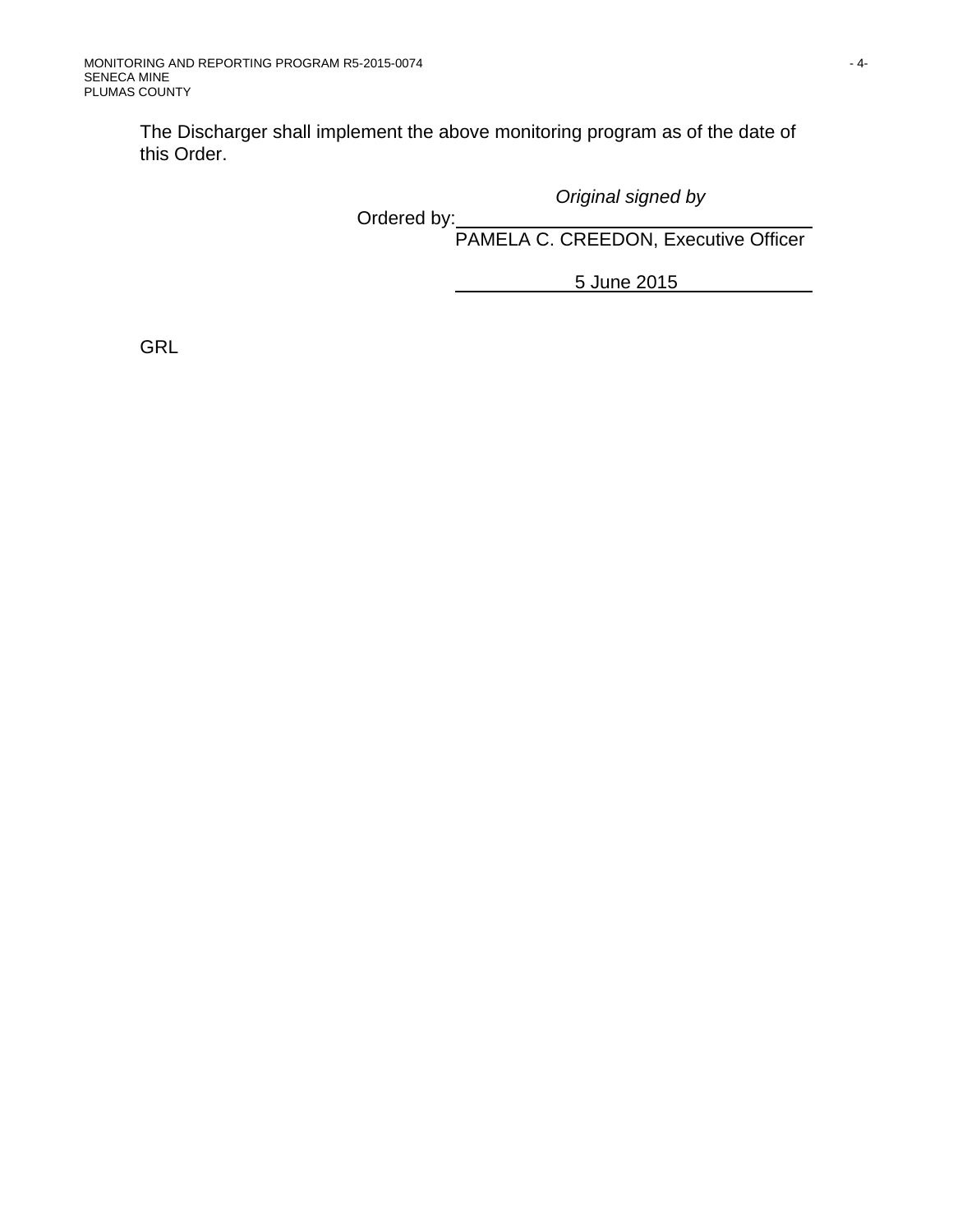The Discharger shall implement the above monitoring program as of the date of this Order.

*Original signed by*

Ordered by: ______________________________
PAMELA C. CREEDON, Executive Officer

5 June 2015

GRL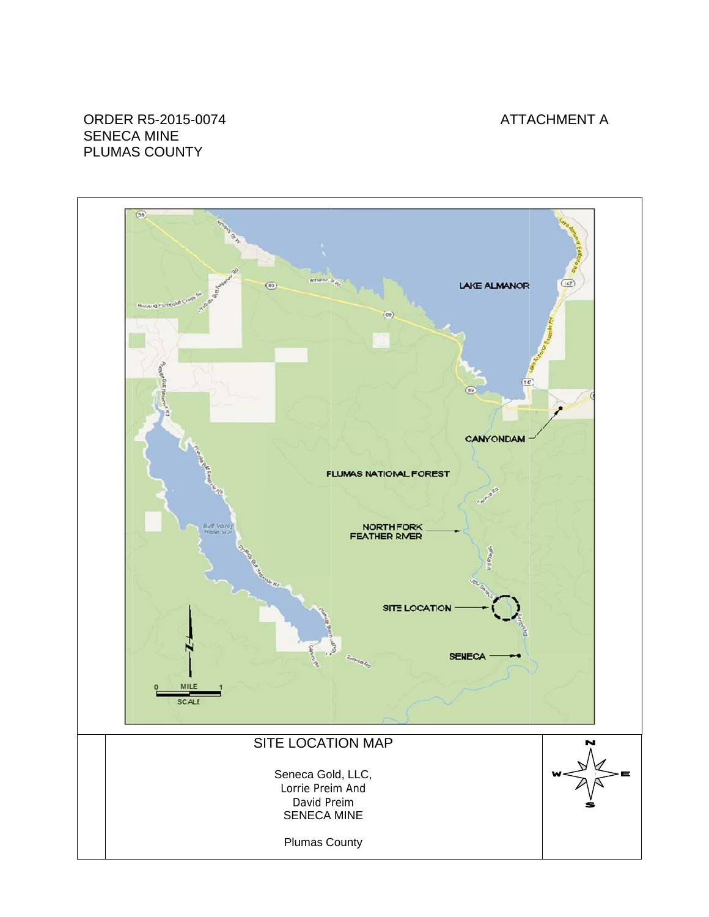ORDER R5-2015-0074
SENECA MINE
PLUMAS COUNTY

ATTACHMENT A

LAKE ALMANOR

CANYONDAM

PLUMAS NATIONAL FOREST

NORTH FORK FEATHER RIVER

SITE LOCATION

SENECA

0 MILE 1

SCALE

SITE LOCATION MAP

Seneca Gold, LLC,
Lorrie Preim And
David Preim
SENECA MINE

Plumas County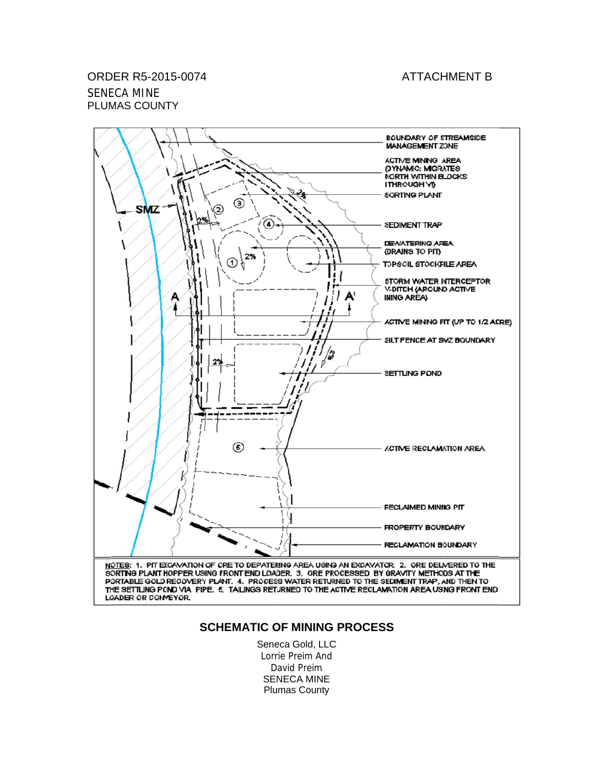ORDER R5-2015-0074 ATTACHMENT B

SENECA MINE

PLUMAS COUNTY

BOUNDARY OF STREAMSIDE MANAGEMENT ZONE

ACTIVE MINING AREA (DYNAMIC: MIGRATES NORTH WITHIN BLOCKS I THROUGH VI)

SORTING PLANT

SEDIMENT TRAP

DEWATERING AREA (DRAINS TO PIT)

TOPSOIL STOCKPILE AREA

STORM WATER INTERCEPTOR V-DITCH (AROUND ACTIVE MINING AREA)

ACTIVE MINING PIT (UP TO 1/2 ACRE)

SILT FENCE AT SMZ BOUNDARY

SETTLING POND

ACTIVE RECLAMATION AREA

RECLAIMED MINING PIT

PROPERTY BOUNDARY

RECLAMATION BOUNDARY

SMZ

A A'

2% 2% 2% 2% 2%

① ② ③ ④ ⑤

NOTES: 1. PIT EXCAVATION OF ORE TO DEWATERING AREA USING AN EXCAVATOR. 2. ORE DELIVERED TO THE SORTING PLANT HOPPER USING FRONT END LOADER. 3. ORE PROCESSED BY GRAVITY METHODS AT THE PORTABLE GOLD RECOVERY PLANT. 4. PROCESS WATER RETURNED TO THE SEDIMENT TRAP, AND THEN TO THE SETTLING POND VIA PIPE. 5. TAILINGS RETURNED TO THE ACTIVE RECLAMATION AREA USING FRONT END LOADER OR CONVEYOR.

## SCHEMATIC OF MINING PROCESS

Seneca Gold, LLC

Lorrie Preim And

David Preim

SENECA MINE

Plumas County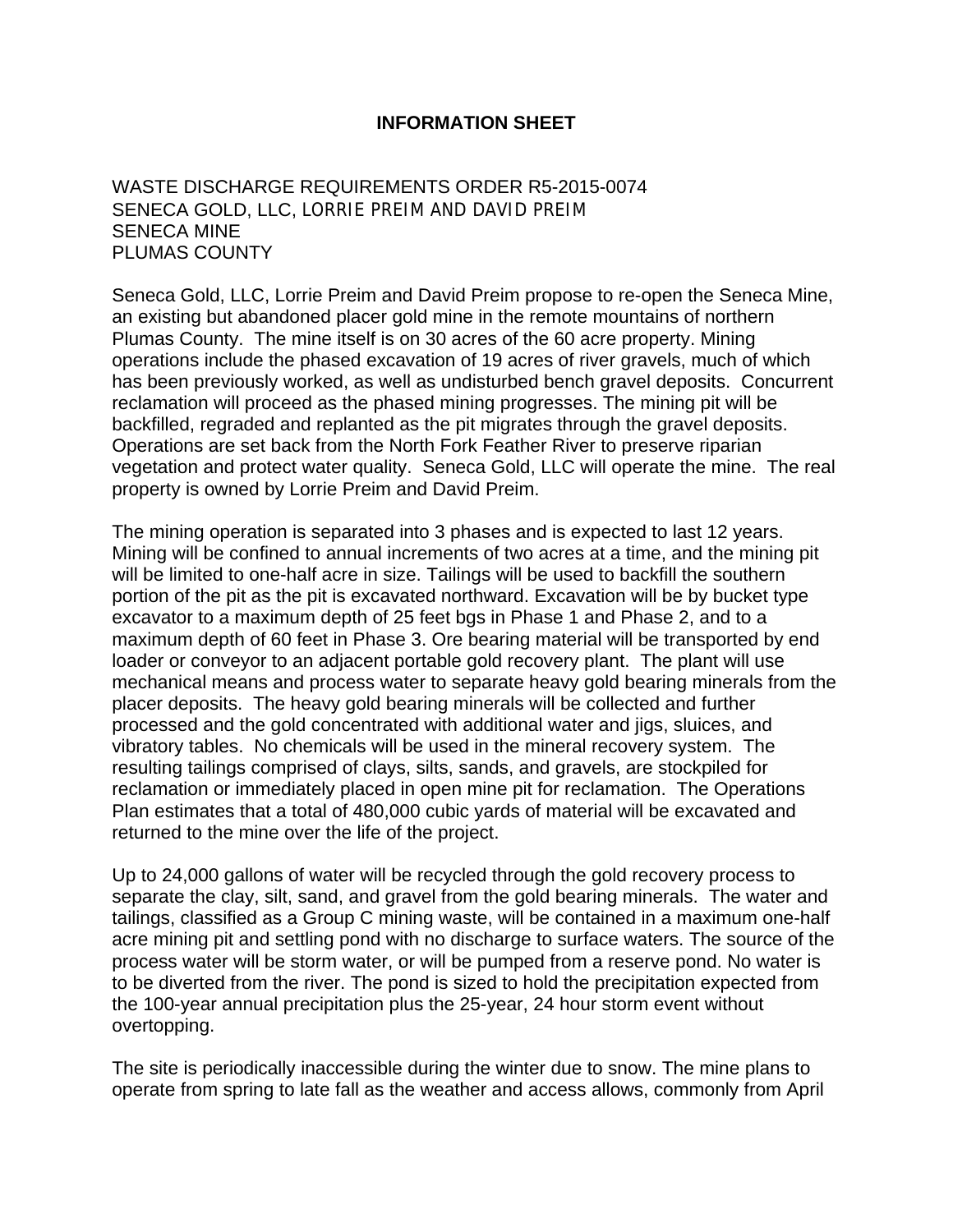**INFORMATION SHEET**

WASTE DISCHARGE REQUIREMENTS ORDER R5-2015-0074
SENECA GOLD, LLC, LORRIE PREIM AND DAVID PREIM
SENECA MINE
PLUMAS COUNTY

Seneca Gold, LLC, Lorrie Preim and David Preim propose to re-open the Seneca Mine, an existing but abandoned placer gold mine in the remote mountains of northern Plumas County. The mine itself is on 30 acres of the 60 acre property. Mining operations include the phased excavation of 19 acres of river gravels, much of which has been previously worked, as well as undisturbed bench gravel deposits. Concurrent reclamation will proceed as the phased mining progresses. The mining pit will be backfilled, regraded and replanted as the pit migrates through the gravel deposits. Operations are set back from the North Fork Feather River to preserve riparian vegetation and protect water quality. Seneca Gold, LLC will operate the mine. The real property is owned by Lorrie Preim and David Preim.

The mining operation is separated into 3 phases and is expected to last 12 years. Mining will be confined to annual increments of two acres at a time, and the mining pit will be limited to one-half acre in size. Tailings will be used to backfill the southern portion of the pit as the pit is excavated northward. Excavation will be by bucket type excavator to a maximum depth of 25 feet bgs in Phase 1 and Phase 2, and to a maximum depth of 60 feet in Phase 3. Ore bearing material will be transported by end loader or conveyor to an adjacent portable gold recovery plant. The plant will use mechanical means and process water to separate heavy gold bearing minerals from the placer deposits. The heavy gold bearing minerals will be collected and further processed and the gold concentrated with additional water and jigs, sluices, and vibratory tables. No chemicals will be used in the mineral recovery system. The resulting tailings comprised of clays, silts, sands, and gravels, are stockpiled for reclamation or immediately placed in open mine pit for reclamation. The Operations Plan estimates that a total of 480,000 cubic yards of material will be excavated and returned to the mine over the life of the project.

Up to 24,000 gallons of water will be recycled through the gold recovery process to separate the clay, silt, sand, and gravel from the gold bearing minerals. The water and tailings, classified as a Group C mining waste, will be contained in a maximum one-half acre mining pit and settling pond with no discharge to surface waters. The source of the process water will be storm water, or will be pumped from a reserve pond. No water is to be diverted from the river. The pond is sized to hold the precipitation expected from the 100-year annual precipitation plus the 25-year, 24 hour storm event without overtopping.

The site is periodically inaccessible during the winter due to snow. The mine plans to operate from spring to late fall as the weather and access allows, commonly from April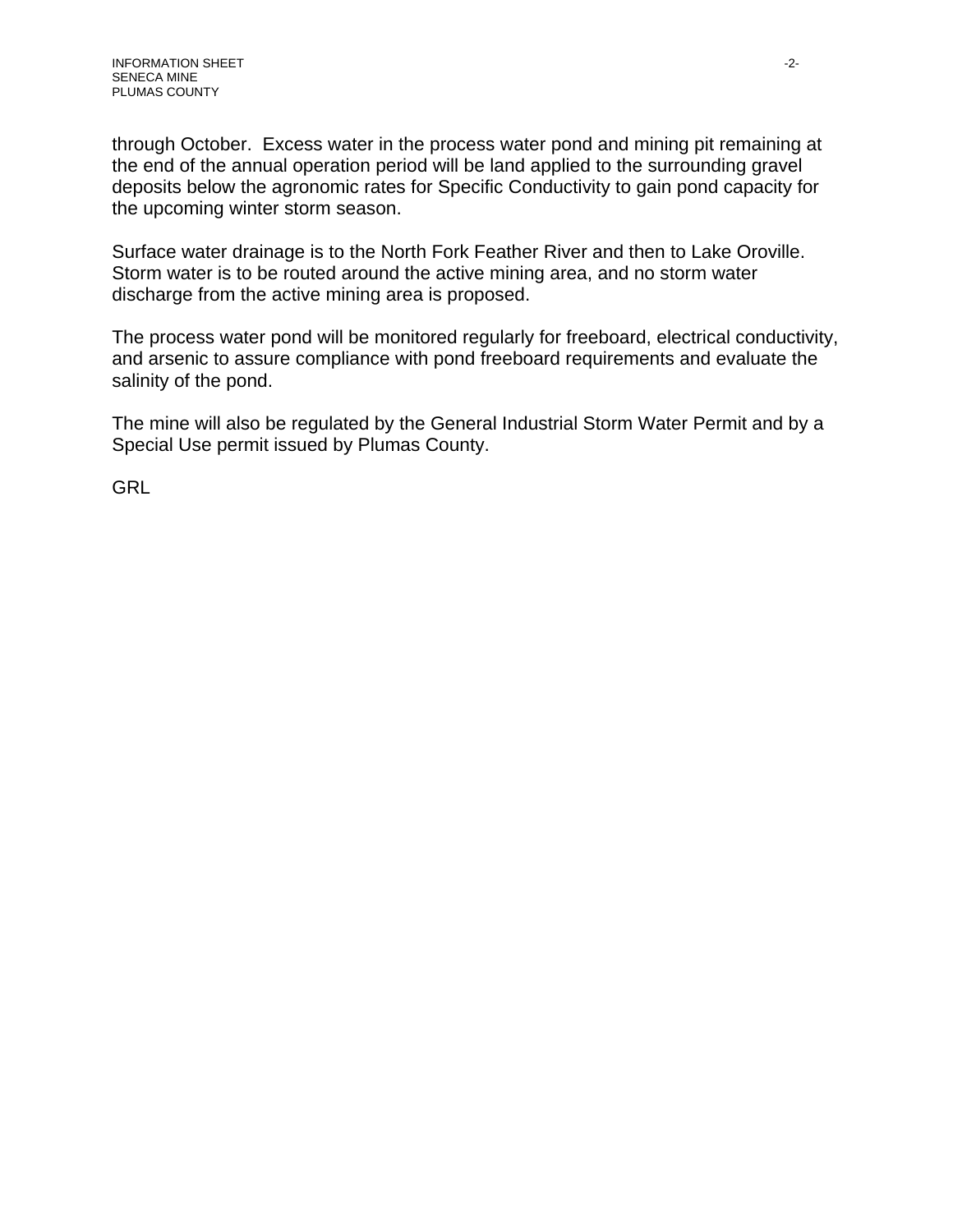through October. Excess water in the process water pond and mining pit remaining at the end of the annual operation period will be land applied to the surrounding gravel deposits below the agronomic rates for Specific Conductivity to gain pond capacity for the upcoming winter storm season.

Surface water drainage is to the North Fork Feather River and then to Lake Oroville. Storm water is to be routed around the active mining area, and no storm water discharge from the active mining area is proposed.

The process water pond will be monitored regularly for freeboard, electrical conductivity, and arsenic to assure compliance with pond freeboard requirements and evaluate the salinity of the pond.

The mine will also be regulated by the General Industrial Storm Water Permit and by a Special Use permit issued by Plumas County.

GRL